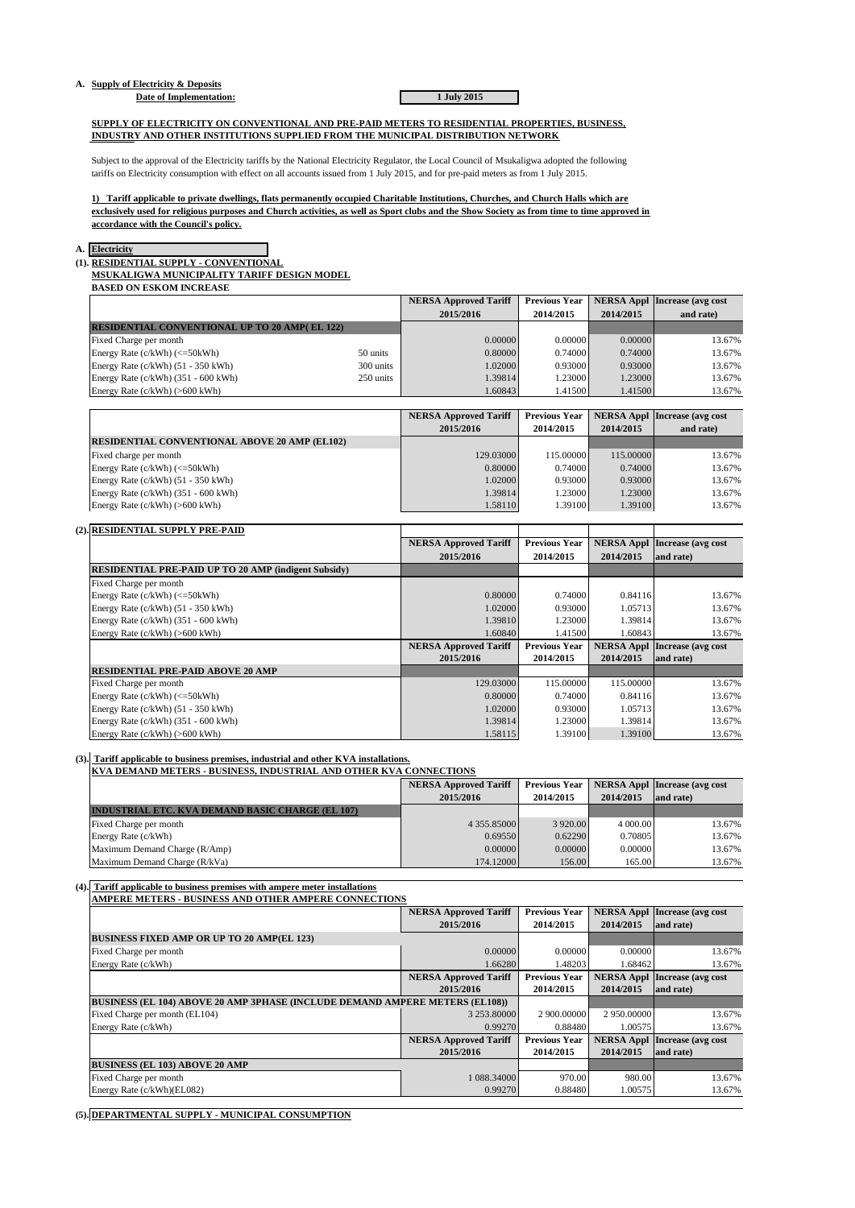**A. Supply of Electricity & Deposits**

**Date of Implementation:** **1 July 2015**

**SUPPLY OF ELECTRICITY ON CONVENTIONAL AND PRE-PAID METERS TO RESIDENTIAL PROPERTIES, BUSINESS, INDUSTRY AND OTHER INSTITUTIONS SUPPLIED FROM THE MUNICIPAL DISTRIBUTION NETWORK**

Subject to the approval of the Electricity tariffs by the National Electricity Regulator, the Local Council of Msukaligwa adopted the following tariffs on Electricity consumption with effect on all accounts issued from 1 July 2015, and for pre-paid meters as from 1 July 2015.

**1) Tariff applicable to private dwellings, flats permanently occupied Charitable Institutions, Churches, and Church Halls which are exclusively used for religious purposes and Church activities, as well as Sport clubs and the Show Society as from time to time approved in accordance with the Council's policy.**

**A. Electricity**

**(1). RESIDENTIAL SUPPLY - CONVENTIONAL**

**MSUKALIGWA MUNICIPALITY TARIFF DESIGN MODEL**

**BASED ON ESKOM INCREASE**

| | | NERSA Approved Tariff 2015/2016 | Previous Year 2014/2015 | NERSA Appl 2014/2015 | Increase (avg cost and rate) |
|---|---|---|---|---|---|
| **RESIDENTIAL CONVENTIONAL UP TO 20 AMP( EL 122)** | | | | | |
| Fixed Charge per month | | 0.00000 | 0.00000 | 0.00000 | 13.67% |
| Energy Rate (c/kWh) (<=50kWh) | 50 units | 0.80000 | 0.74000 | 0.74000 | 13.67% |
| Energy Rate (c/kWh) (51 - 350 kWh) | 300 units | 1.02000 | 0.93000 | 0.93000 | 13.67% |
| Energy Rate (c/kWh) (351 - 600 kWh) | 250 units | 1.39814 | 1.23000 | 1.23000 | 13.67% |
| Energy Rate (c/kWh) (>600 kWh) | | 1.60843 | 1.41500 | 1.41500 | 13.67% |

| | NERSA Approved Tariff 2015/2016 | Previous Year 2014/2015 | NERSA Appl 2014/2015 | Increase (avg cost and rate) |
|---|---|---|---|---|
| **RESIDENTIAL CONVENTIONAL ABOVE 20 AMP (EL102)** | | | | |
| Fixed charge per month | 129.03000 | 115.00000 | 115.00000 | 13.67% |
| Energy Rate (c/kWh) (<=50kWh) | 0.80000 | 0.74000 | 0.74000 | 13.67% |
| Energy Rate (c/kWh) (51 - 350 kWh) | 1.02000 | 0.93000 | 0.93000 | 13.67% |
| Energy Rate (c/kWh) (351 - 600 kWh) | 1.39814 | 1.23000 | 1.23000 | 13.67% |
| Energy Rate (c/kWh) (>600 kWh) | 1.58110 | 1.39100 | 1.39100 | 13.67% |

**(2). RESIDENTIAL SUPPLY PRE-PAID**

| | NERSA Approved Tariff 2015/2016 | Previous Year 2014/2015 | NERSA Appl 2014/2015 | Increase (avg cost and rate) |
|---|---|---|---|---|
| **RESIDENTIAL PRE-PAID UP TO 20 AMP (indigent Subsidy)** | | | | |
| Fixed Charge per month | | | | |
| Energy Rate (c/kWh) (<=50kWh) | 0.80000 | 0.74000 | 0.84116 | 13.67% |
| Energy Rate (c/kWh) (51 - 350 kWh) | 1.02000 | 0.93000 | 1.05713 | 13.67% |
| Energy Rate (c/kWh) (351 - 600 kWh) | 1.39810 | 1.23000 | 1.39814 | 13.67% |
| Energy Rate (c/kWh) (>600 kWh) | 1.60840 | 1.41500 | 1.60843 | 13.67% |

| | NERSA Approved Tariff 2015/2016 | Previous Year 2014/2015 | NERSA Appl 2014/2015 | Increase (avg cost and rate) |
|---|---|---|---|---|
| **RESIDENTIAL PRE-PAID ABOVE 20 AMP** | | | | |
| Fixed Charge per month | 129.03000 | 115.00000 | 115.00000 | 13.67% |
| Energy Rate (c/kWh) (<=50kWh) | 0.80000 | 0.74000 | 0.84116 | 13.67% |
| Energy Rate (c/kWh) (51 - 350 kWh) | 1.02000 | 0.93000 | 1.05713 | 13.67% |
| Energy Rate (c/kWh) (351 - 600 kWh) | 1.39814 | 1.23000 | 1.39814 | 13.67% |
| Energy Rate (c/kWh) (>600 kWh) | 1.58115 | 1.39100 | 1.39100 | 13.67% |

**(3). Tariff applicable to business premises, industrial and other KVA installations.**

**KVA DEMAND METERS - BUSINESS, INDUSTRIAL AND OTHER KVA CONNECTIONS**

| | NERSA Approved Tariff 2015/2016 | Previous Year 2014/2015 | NERSA Appl 2014/2015 | Increase (avg cost and rate) |
|---|---|---|---|---|
| **INDUSTRIAL ETC. KVA DEMAND BASIC CHARGE (EL 107)** | | | | |
| Fixed Charge per month | 4 355.85000 | 3 920.00 | 4 000.00 | 13.67% |
| Energy Rate (c/kWh) | 0.69550 | 0.62290 | 0.70805 | 13.67% |
| Maximum Demand Charge (R/Amp) | 0.00000 | 0.00000 | 0.00000 | 13.67% |
| Maximum Demand Charge (R/kVa) | 174.12000 | 156.00 | 165.00 | 13.67% |

**(4). Tariff applicable to business premises with ampere meter installations**

**AMPERE METERS - BUSINESS AND OTHER AMPERE CONNECTIONS**

| | NERSA Approved Tariff 2015/2016 | Previous Year 2014/2015 | NERSA Appl 2014/2015 | Increase (avg cost and rate) |
|---|---|---|---|---|
| **BUSINESS FIXED AMP OR UP TO 20 AMP(EL 123)** | | | | |
| Fixed Charge per month | 0.00000 | 0.00000 | 0.00000 | 13.67% |
| Energy Rate (c/kWh) | 1.66280 | 1.48203 | 1.68462 | 13.67% |

| | NERSA Approved Tariff 2015/2016 | Previous Year 2014/2015 | NERSA Appl 2014/2015 | Increase (avg cost and rate) |
|---|---|---|---|---|
| **BUSINESS (EL 104) ABOVE 20 AMP 3PHASE (INCLUDE DEMAND AMPERE METERS (EL108))** | | | | |
| Fixed Charge per month (EL104) | 3 253.80000 | 2 900.00000 | 2 950.00000 | 13.67% |
| Energy Rate (c/kWh) | 0.99270 | 0.88480 | 1.00575 | 13.67% |

| | NERSA Approved Tariff 2015/2016 | Previous Year 2014/2015 | NERSA Appl 2014/2015 | Increase (avg cost and rate) |
|---|---|---|---|---|
| **BUSINESS (EL 103) ABOVE 20 AMP** | | | | |
| Fixed Charge per month | 1 088.34000 | 970.00 | 980.00 | 13.67% |
| Energy Rate (c/kWh)(EL082) | 0.99270 | 0.88480 | 1.00575 | 13.67% |

**(5). DEPARTMENTAL SUPPLY - MUNICIPAL CONSUMPTION**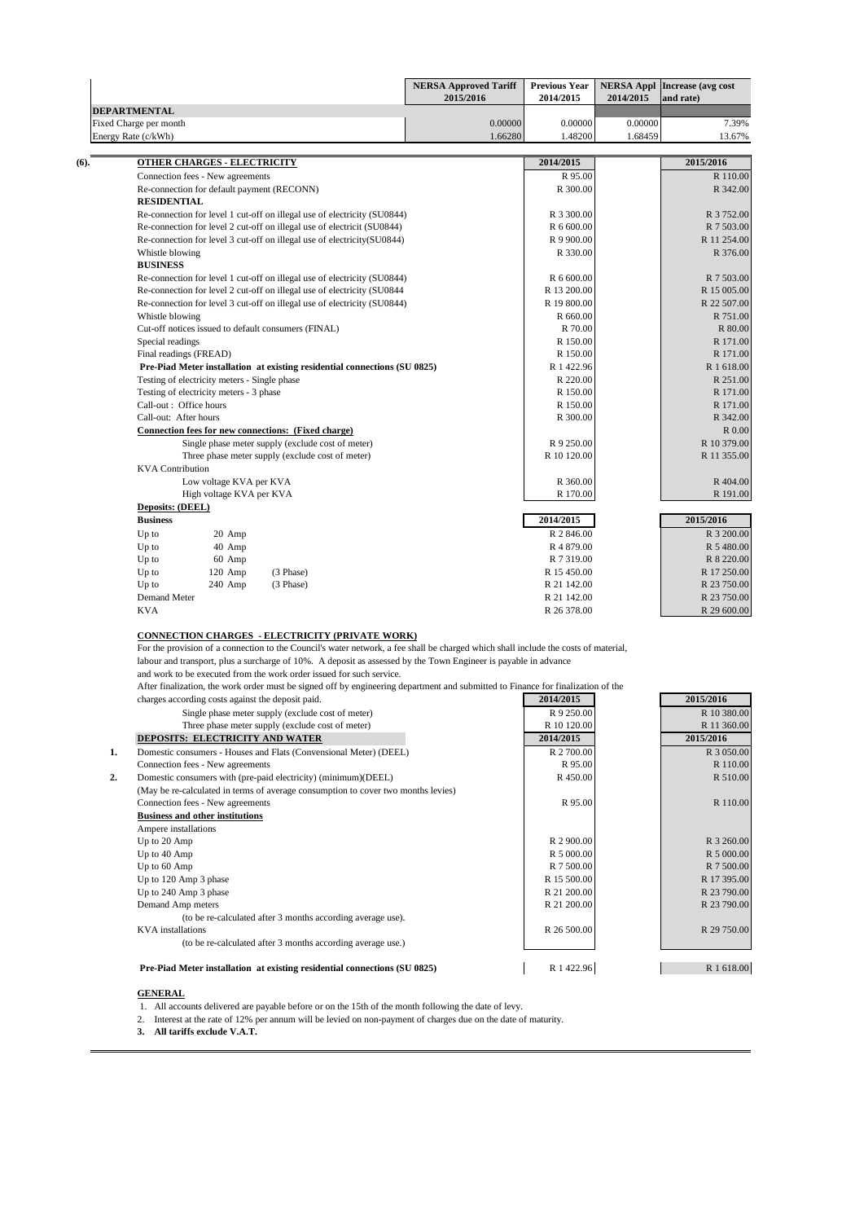| | NERSA Approved Tariff 2015/2016 | Previous Year 2014/2015 | NERSA Appl 2014/2015 | Increase (avg cost and rate) |
|---|---|---|---|---|
| **DEPARTMENTAL** | | | | |
| Fixed Charge per month | 0.00000 | 0.00000 | 0.00000 | 7.39% |
| Energy Rate (c/kWh) | 1.66280 | 1.48200 | 1.68459 | 13.67% |

**(6). OTHER CHARGES - ELECTRICITY**

| | 2014/2015 | 2015/2016 |
|---|---|---|
| Connection fees - New agreements | R 95.00 | R 110.00 |
| Re-connection for default payment (RECONN) | R 300.00 | R 342.00 |
| **RESIDENTIAL** | | |
| Re-connection for level 1 cut-off on illegal use of electricity (SU0844) | R 3 300.00 | R 3 752.00 |
| Re-connection for level 2 cut-off on illegal use of electricit (SU0844) | R 6 600.00 | R 7 503.00 |
| Re-connection for level 3 cut-off on illegal use of electricity(SU0844) | R 9 900.00 | R 11 254.00 |
| Whistle blowing | R 330.00 | R 376.00 |
| **BUSINESS** | | |
| Re-connection for level 1 cut-off on illegal use of electricity (SU0844) | R 6 600.00 | R 7 503.00 |
| Re-connection for level 2 cut-off on illegal use of electricity (SU0844 | R 13 200.00 | R 15 005.00 |
| Re-connection for level 3 cut-off on illegal use of electricity (SU0844) | R 19 800.00 | R 22 507.00 |
| Whistle blowing | R 660.00 | R 751.00 |
| Cut-off notices issued to default consumers (FINAL) | R 70.00 | R 80.00 |
| Special readings | R 150.00 | R 171.00 |
| Final readings (FREAD) | R 150.00 | R 171.00 |
| **Pre-Piad Meter installation at existing residential connections (SU 0825)** | R 1 422.96 | R 1 618.00 |
| Testing of electricity meters - Single phase | R 220.00 | R 251.00 |
| Testing of electricity meters - 3 phase | R 150.00 | R 171.00 |
| Call-out : Office hours | R 150.00 | R 171.00 |
| Call-out: After hours | R 300.00 | R 342.00 |
| **Connection fees for new connections: (Fixed charge)** | | R 0.00 |
| Single phase meter supply (exclude cost of meter) | R 9 250.00 | R 10 379.00 |
| Three phase meter supply (exclude cost of meter) | R 10 120.00 | R 11 355.00 |
| KVA Contribution | | |
| Low voltage KVA per KVA | R 360.00 | R 404.00 |
| High voltage KVA per KVA | R 170.00 | R 191.00 |

**Deposits: (DEEL)**

| Business | 2014/2015 | 2015/2016 |
|---|---|---|
| Up to 20 Amp | R 2 846.00 | R 3 200.00 |
| Up to 40 Amp | R 4 879.00 | R 5 480.00 |
| Up to 60 Amp | R 7 319.00 | R 8 220.00 |
| Up to 120 Amp (3 Phase) | R 15 450.00 | R 17 250.00 |
| Up to 240 Amp (3 Phase) | R 21 142.00 | R 23 750.00 |
| Demand Meter | R 21 142.00 | R 23 750.00 |
| KVA | R 26 378.00 | R 29 600.00 |

**CONNECTION CHARGES - ELECTRICITY (PRIVATE WORK)**

For the provision of a connection to the Council's water network, a fee shall be charged which shall include the costs of material, labour and transport, plus a surcharge of 10%. A deposit as assessed by the Town Engineer is payable in advance and work to be executed from the work order issued for such service.

After finalization, the work order must be signed off by engineering department and submitted to Finance for finalization of the charges according costs against the deposit paid.

| | | 2014/2015 | 2015/2016 |
|---|---|---|---|
| | Single phase meter supply (exclude cost of meter) | R 9 250.00 | R 10 380.00 |
| | Three phase meter supply (exclude cost of meter) | R 10 120.00 | R 11 360.00 |
| | **DEPOSITS: ELECTRICITY AND WATER** | **2014/2015** | **2015/2016** |
| 1. | Domestic consumers - Houses and Flats (Convensional Meter) (DEEL) | R 2 700.00 | R 3 050.00 |
| | Connection fees - New agreements | R 95.00 | R 110.00 |
| 2. | Domestic consumers with (pre-paid electricity) (minimum)(DEEL) | R 450.00 | R 510.00 |
| | (May be re-calculated in terms of average consumption to cover two months levies) | | |
| | Connection fees - New agreements | R 95.00 | R 110.00 |
| | **Business and other institutions** | | |
| | Ampere installations | | |
| | Up to 20 Amp | R 2 900.00 | R 3 260.00 |
| | Up to 40 Amp | R 5 000.00 | R 5 000.00 |
| | Up to 60 Amp | R 7 500.00 | R 7 500.00 |
| | Up to 120 Amp 3 phase | R 15 500.00 | R 17 395.00 |
| | Up to 240 Amp 3 phase | R 21 200.00 | R 23 790.00 |
| | Demand Amp meters | R 21 200.00 | R 23 790.00 |
| | (to be re-calculated after 3 months according average use). | | |
| | KVA installations | R 26 500.00 | R 29 750.00 |
| | (to be re-calculated after 3 months according average use.) | | |
| | **Pre-Piad Meter installation at existing residential connections (SU 0825)** | R 1 422.96 | R 1 618.00 |

**GENERAL**

1. All accounts delivered are payable before or on the 15th of the month following the date of levy.
2. Interest at the rate of 12% per annum will be levied on non-payment of charges due on the date of maturity.
3. **All tariffs exclude V.A.T.**